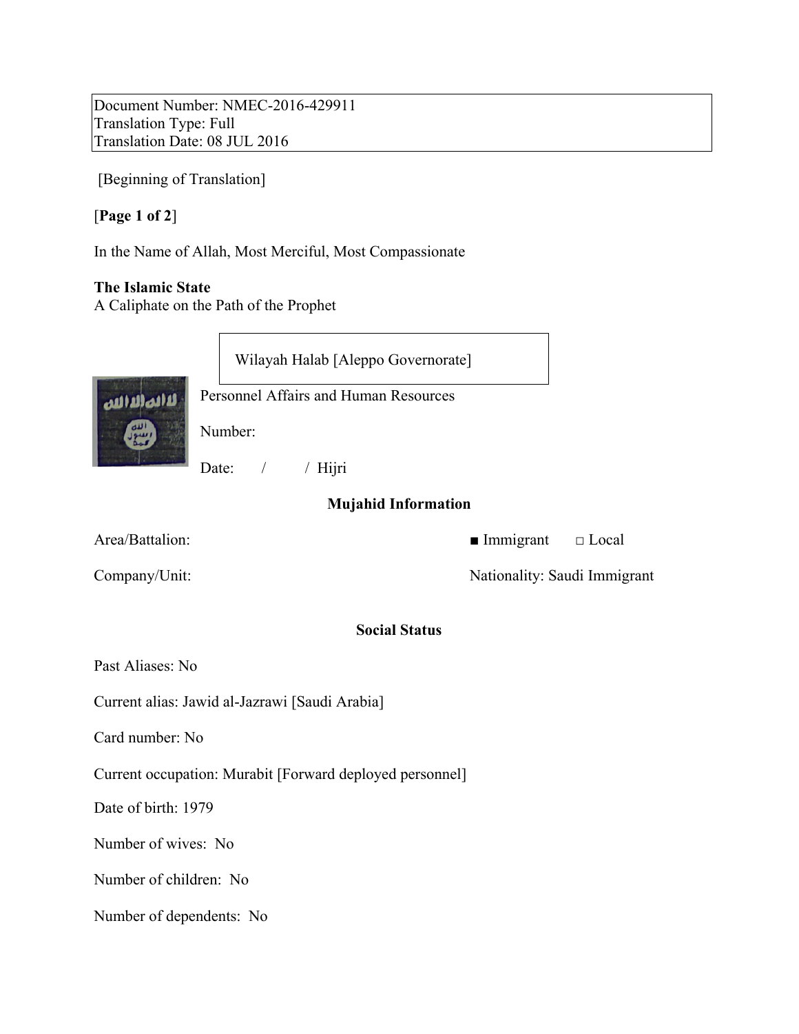Document Number: NMEC-2016-429911
Translation Type: Full
Translation Date: 08 JUL 2016

[Beginning of Translation]

[**Page 1 of 2**]

In the Name of Allah, Most Merciful, Most Compassionate

**The Islamic State**
A Caliphate on the Path of the Prophet

Wilayah Halab [Aleppo Governorate]

Personnel Affairs and Human Resources

Number:

Date: / / Hijri

## Mujahid Information

Area/Battalion: ■ Immigrant □ Local

Company/Unit: Nationality: Saudi Immigrant

## Social Status

Past Aliases: No

Current alias: Jawid al-Jazrawi [Saudi Arabia]

Card number: No

Current occupation: Murabit [Forward deployed personnel]

Date of birth: 1979

Number of wives: No

Number of children: No

Number of dependents: No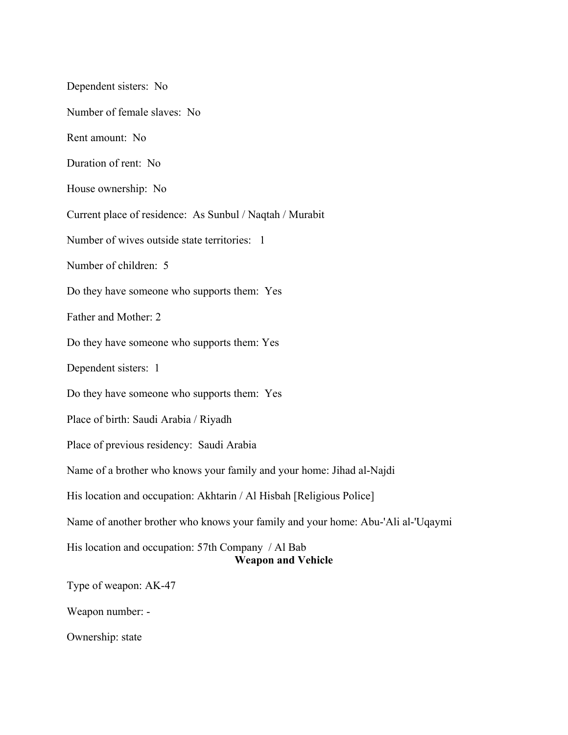Dependent sisters:  No

Number of female slaves:  No

Rent amount:  No

Duration of rent:  No

House ownership:  No

Current place of residence:  As Sunbul / Naqtah / Murabit

Number of wives outside state territories:   1

Number of children:  5

Do they have someone who supports them:  Yes

Father and Mother: 2

Do they have someone who supports them: Yes

Dependent sisters:  1

Do they have someone who supports them:  Yes

Place of birth: Saudi Arabia / Riyadh

Place of previous residency:  Saudi Arabia

Name of a brother who knows your family and your home: Jihad al-Najdi

His location and occupation: Akhtarin / Al Hisbah [Religious Police]

Name of another brother who knows your family and your home: Abu-'Ali al-'Uqaymi

His location and occupation: 57th Company  / Al Bab

**Weapon and Vehicle**

Type of weapon: AK-47

Weapon number: -

Ownership: state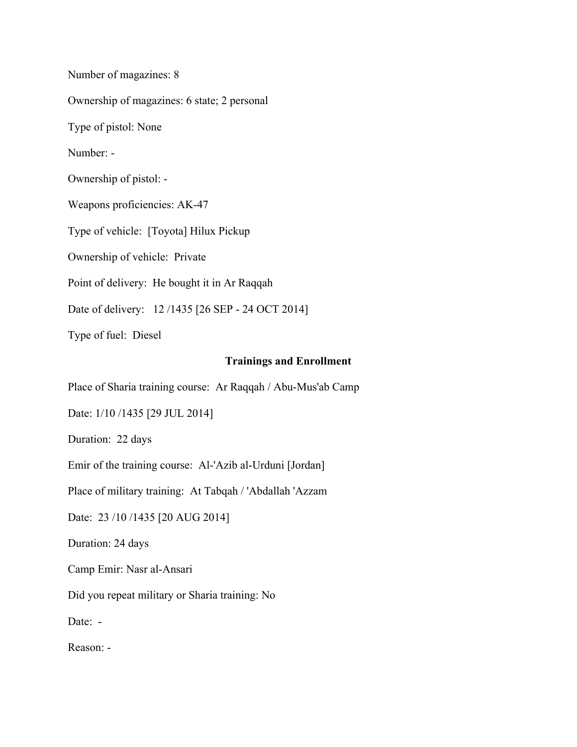Number of magazines: 8

Ownership of magazines: 6 state; 2 personal

Type of pistol: None

Number: -

Ownership of pistol: -

Weapons proficiencies: AK-47

Type of vehicle: [Toyota] Hilux Pickup

Ownership of vehicle: Private

Point of delivery: He bought it in Ar Raqqah

Date of delivery: 12 /1435 [26 SEP - 24 OCT 2014]

Type of fuel: Diesel

**Trainings and Enrollment**

Place of Sharia training course: Ar Raqqah / Abu-Mus'ab Camp

Date: 1/10 /1435 [29 JUL 2014]

Duration: 22 days

Emir of the training course: Al-'Azib al-Urduni [Jordan]

Place of military training: At Tabqah / 'Abdallah 'Azzam

Date: 23 /10 /1435 [20 AUG 2014]

Duration: 24 days

Camp Emir: Nasr al-Ansari

Did you repeat military or Sharia training: No

Date: -

Reason: -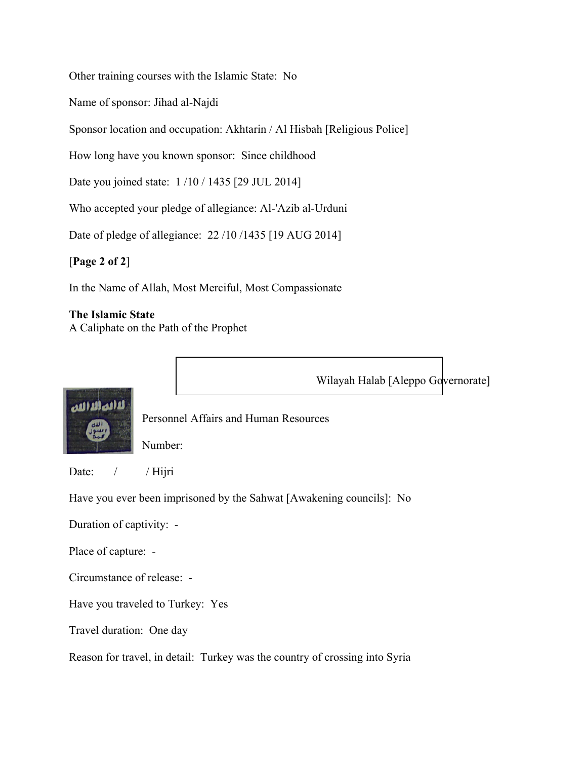Other training courses with the Islamic State: No

Name of sponsor: Jihad al-Najdi

Sponsor location and occupation: Akhtarin / Al Hisbah [Religious Police]

How long have you known sponsor: Since childhood

Date you joined state: 1 /10 / 1435 [29 JUL 2014]

Who accepted your pledge of allegiance: Al-'Azib al-Urduni

Date of pledge of allegiance: 22 /10 /1435 [19 AUG 2014]

[**Page 2 of 2**]

In the Name of Allah, Most Merciful, Most Compassionate

**The Islamic State**
A Caliphate on the Path of the Prophet

Wilayah Halab [Aleppo Governorate]

Personnel Affairs and Human Resources

Number:

Date: / / Hijri

Have you ever been imprisoned by the Sahwat [Awakening councils]: No

Duration of captivity: -

Place of capture: -

Circumstance of release: -

Have you traveled to Turkey: Yes

Travel duration: One day

Reason for travel, in detail: Turkey was the country of crossing into Syria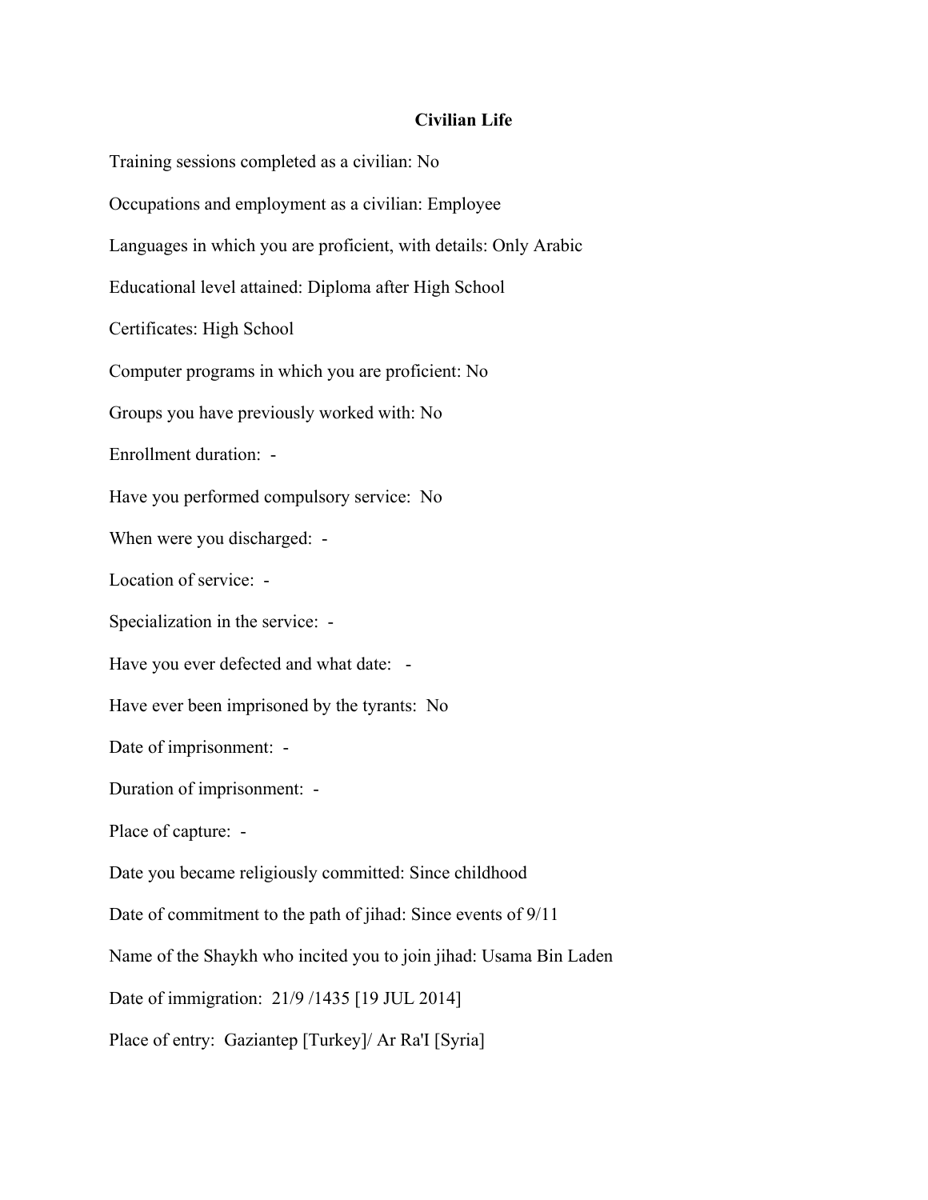**Civilian Life**

Training sessions completed as a civilian: No

Occupations and employment as a civilian: Employee

Languages in which you are proficient, with details: Only Arabic

Educational level attained: Diploma after High School

Certificates: High School

Computer programs in which you are proficient: No

Groups you have previously worked with: No

Enrollment duration: -

Have you performed compulsory service: No

When were you discharged: -

Location of service: -

Specialization in the service: -

Have you ever defected and what date: -

Have ever been imprisoned by the tyrants: No

Date of imprisonment: -

Duration of imprisonment: -

Place of capture: -

Date you became religiously committed: Since childhood

Date of commitment to the path of jihad: Since events of 9/11

Name of the Shaykh who incited you to join jihad: Usama Bin Laden

Date of immigration: 21/9 /1435 [19 JUL 2014]

Place of entry: Gaziantep [Turkey]/ Ar Ra'I [Syria]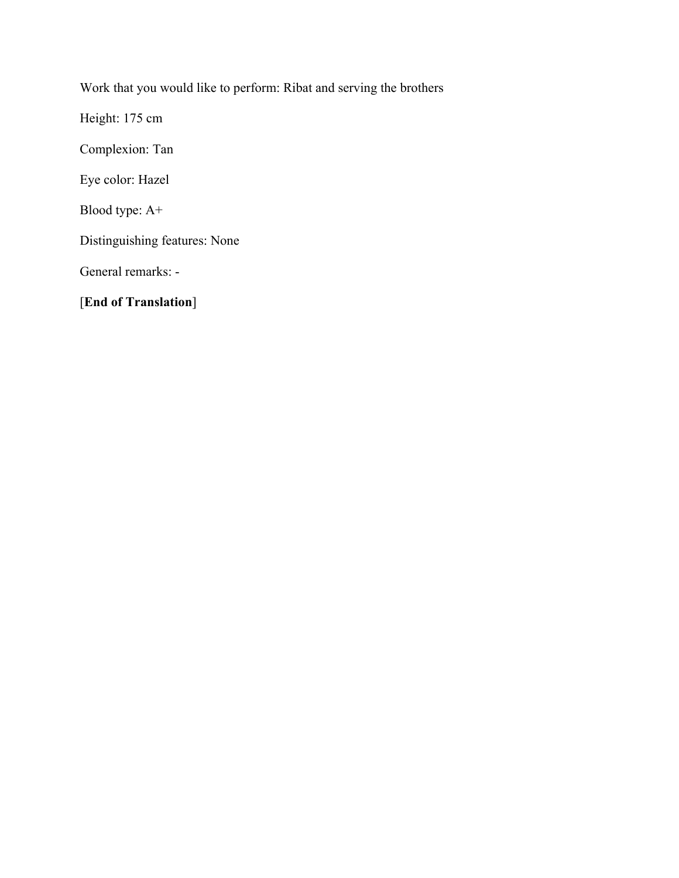Work that you would like to perform: Ribat and serving the brothers

Height: 175 cm

Complexion: Tan

Eye color: Hazel

Blood type: A+

Distinguishing features: None

General remarks: -

[**End of Translation**]